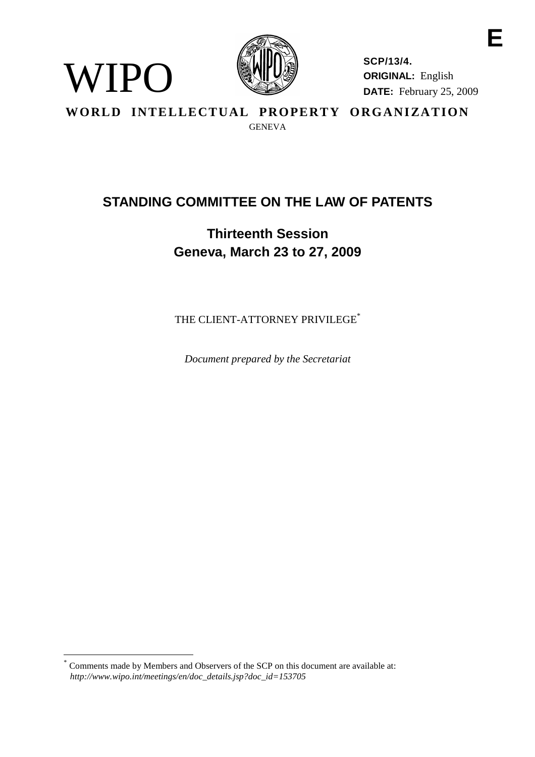E

WIPO

**SCP/13/4.**
**ORIGINAL:** English
**DATE:** February 25, 2009

**WORLD INTELLECTUAL PROPERTY ORGANIZATION**

GENEVA

## STANDING COMMITTEE ON THE LAW OF PATENTS

### Thirteenth Session
### Geneva, March 23 to 27, 2009

THE CLIENT-ATTORNEY PRIVILEGE*

*Document prepared by the Secretariat*

---

* Comments made by Members and Observers of the SCP on this document are available at: *http://www.wipo.int/meetings/en/doc_details.jsp?doc_id=153705*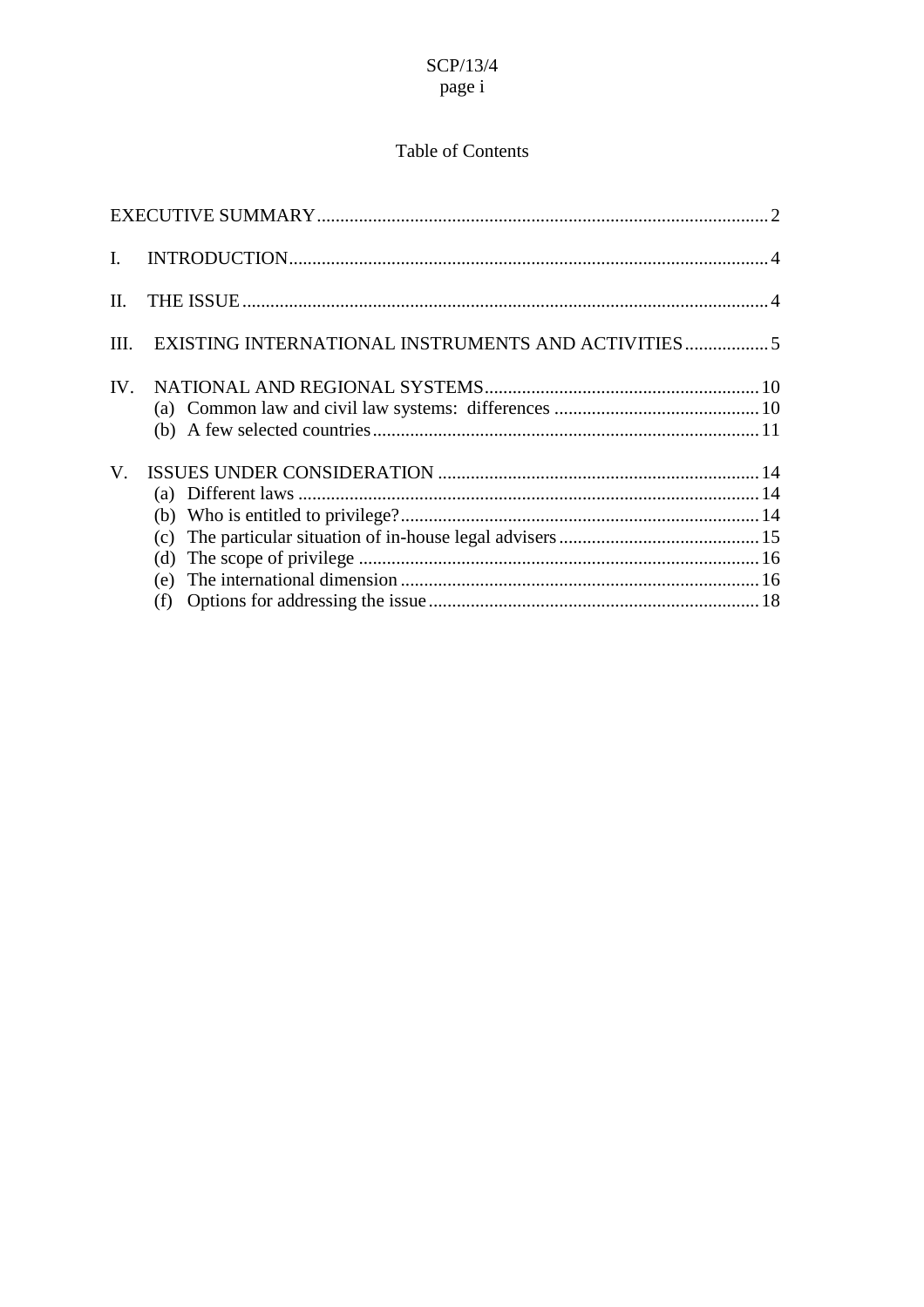# Table of Contents

| | |
|---|---|
| EXECUTIVE SUMMARY | 2 |
| I. INTRODUCTION | 4 |
| II. THE ISSUE | 4 |
| III. EXISTING INTERNATIONAL INSTRUMENTS AND ACTIVITIES | 5 |
| IV. NATIONAL AND REGIONAL SYSTEMS | 10 |
| (a) Common law and civil law systems: differences | 10 |
| (b) A few selected countries | 11 |
| V. ISSUES UNDER CONSIDERATION | 14 |
| (a) Different laws | 14 |
| (b) Who is entitled to privilege? | 14 |
| (c) The particular situation of in-house legal advisers | 15 |
| (d) The scope of privilege | 16 |
| (e) The international dimension | 16 |
| (f) Options for addressing the issue | 18 |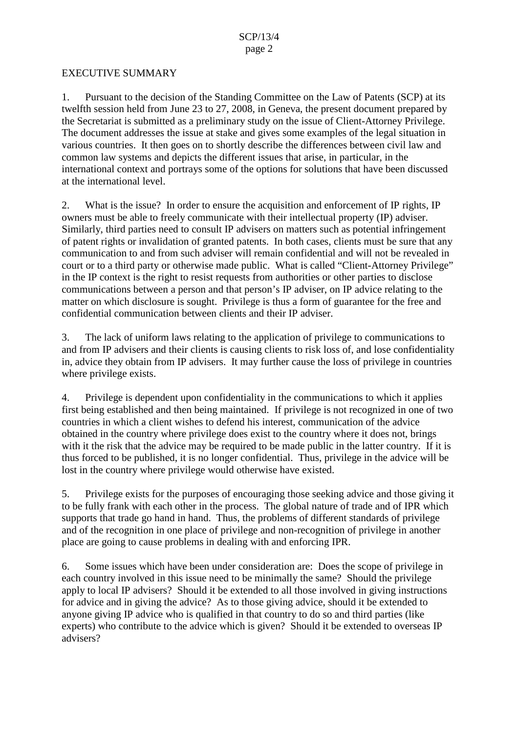EXECUTIVE SUMMARY

1. Pursuant to the decision of the Standing Committee on the Law of Patents (SCP) at its twelfth session held from June 23 to 27, 2008, in Geneva, the present document prepared by the Secretariat is submitted as a preliminary study on the issue of Client-Attorney Privilege. The document addresses the issue at stake and gives some examples of the legal situation in various countries. It then goes on to shortly describe the differences between civil law and common law systems and depicts the different issues that arise, in particular, in the international context and portrays some of the options for solutions that have been discussed at the international level.

2. What is the issue? In order to ensure the acquisition and enforcement of IP rights, IP owners must be able to freely communicate with their intellectual property (IP) adviser. Similarly, third parties need to consult IP advisers on matters such as potential infringement of patent rights or invalidation of granted patents. In both cases, clients must be sure that any communication to and from such adviser will remain confidential and will not be revealed in court or to a third party or otherwise made public. What is called "Client-Attorney Privilege" in the IP context is the right to resist requests from authorities or other parties to disclose communications between a person and that person's IP adviser, on IP advice relating to the matter on which disclosure is sought. Privilege is thus a form of guarantee for the free and confidential communication between clients and their IP adviser.

3. The lack of uniform laws relating to the application of privilege to communications to and from IP advisers and their clients is causing clients to risk loss of, and lose confidentiality in, advice they obtain from IP advisers. It may further cause the loss of privilege in countries where privilege exists.

4. Privilege is dependent upon confidentiality in the communications to which it applies first being established and then being maintained. If privilege is not recognized in one of two countries in which a client wishes to defend his interest, communication of the advice obtained in the country where privilege does exist to the country where it does not, brings with it the risk that the advice may be required to be made public in the latter country. If it is thus forced to be published, it is no longer confidential. Thus, privilege in the advice will be lost in the country where privilege would otherwise have existed.

5. Privilege exists for the purposes of encouraging those seeking advice and those giving it to be fully frank with each other in the process. The global nature of trade and of IPR which supports that trade go hand in hand. Thus, the problems of different standards of privilege and of the recognition in one place of privilege and non-recognition of privilege in another place are going to cause problems in dealing with and enforcing IPR.

6. Some issues which have been under consideration are: Does the scope of privilege in each country involved in this issue need to be minimally the same? Should the privilege apply to local IP advisers? Should it be extended to all those involved in giving instructions for advice and in giving the advice? As to those giving advice, should it be extended to anyone giving IP advice who is qualified in that country to do so and third parties (like experts) who contribute to the advice which is given? Should it be extended to overseas IP advisers?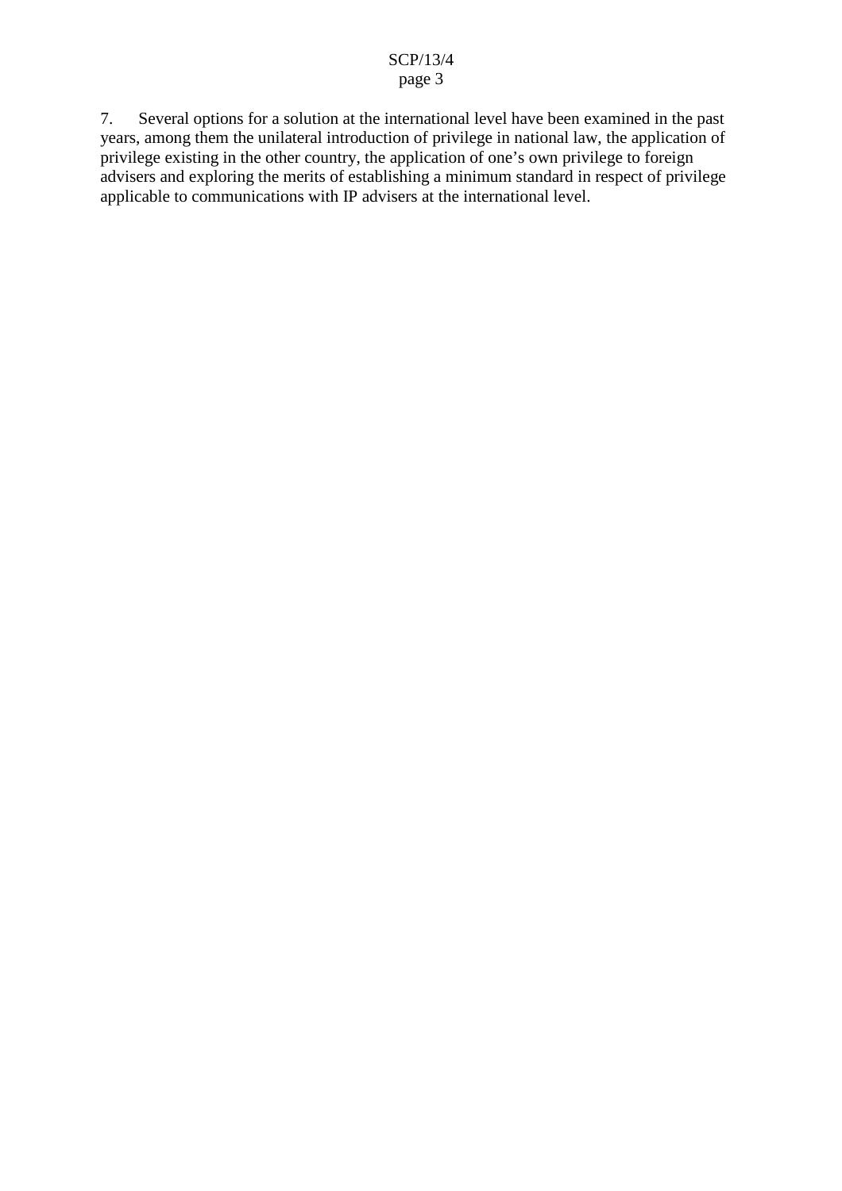7. Several options for a solution at the international level have been examined in the past years, among them the unilateral introduction of privilege in national law, the application of privilege existing in the other country, the application of one's own privilege to foreign advisers and exploring the merits of establishing a minimum standard in respect of privilege applicable to communications with IP advisers at the international level.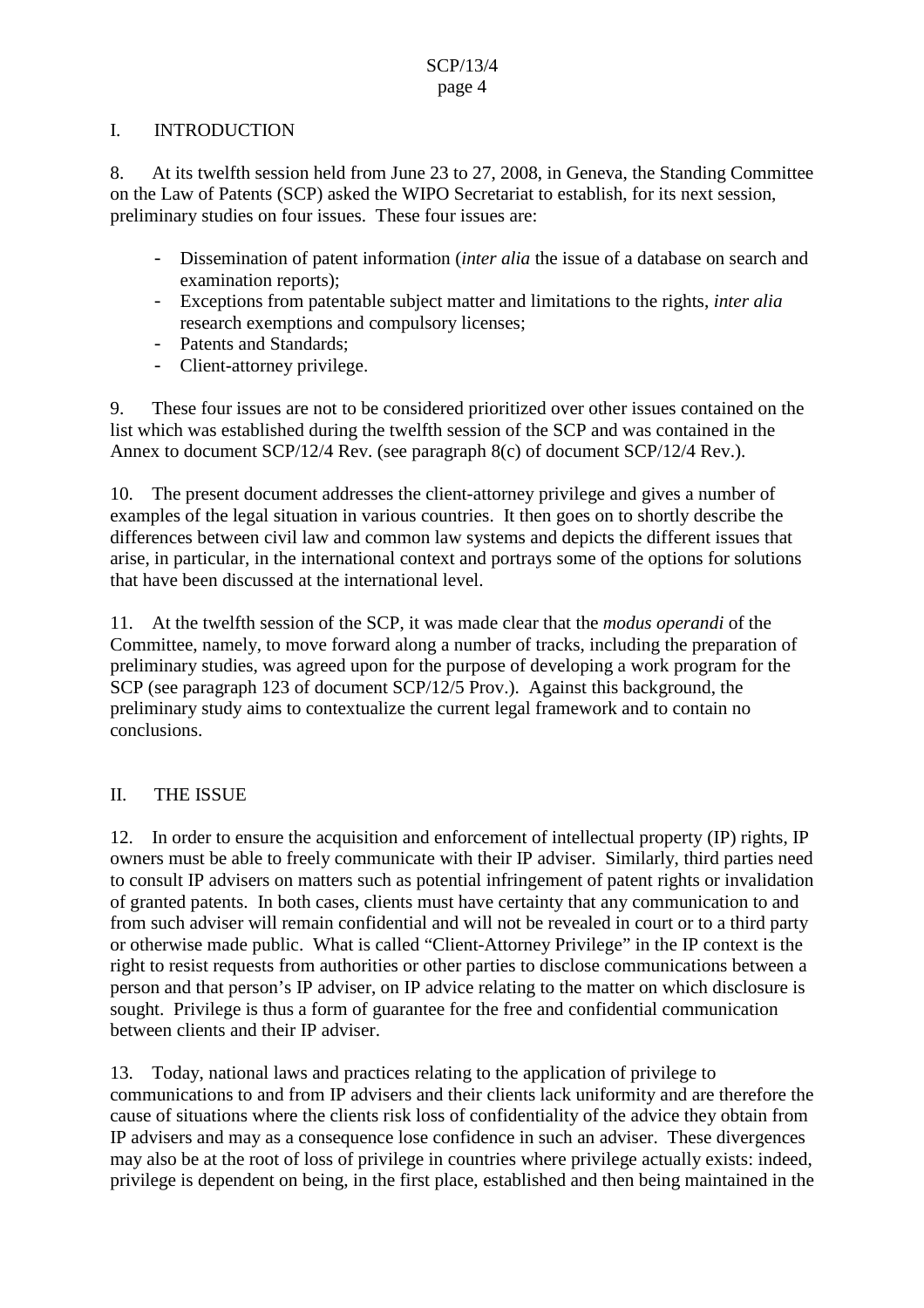## I. INTRODUCTION

8. At its twelfth session held from June 23 to 27, 2008, in Geneva, the Standing Committee on the Law of Patents (SCP) asked the WIPO Secretariat to establish, for its next session, preliminary studies on four issues. These four issues are:

- Dissemination of patent information (*inter alia* the issue of a database on search and examination reports);
- Exceptions from patentable subject matter and limitations to the rights, *inter alia* research exemptions and compulsory licenses;
- Patents and Standards;
- Client-attorney privilege.

9. These four issues are not to be considered prioritized over other issues contained on the list which was established during the twelfth session of the SCP and was contained in the Annex to document SCP/12/4 Rev. (see paragraph 8(c) of document SCP/12/4 Rev.).

10. The present document addresses the client-attorney privilege and gives a number of examples of the legal situation in various countries. It then goes on to shortly describe the differences between civil law and common law systems and depicts the different issues that arise, in particular, in the international context and portrays some of the options for solutions that have been discussed at the international level.

11. At the twelfth session of the SCP, it was made clear that the *modus operandi* of the Committee, namely, to move forward along a number of tracks, including the preparation of preliminary studies, was agreed upon for the purpose of developing a work program for the SCP (see paragraph 123 of document SCP/12/5 Prov.). Against this background, the preliminary study aims to contextualize the current legal framework and to contain no conclusions.

## II. THE ISSUE

12. In order to ensure the acquisition and enforcement of intellectual property (IP) rights, IP owners must be able to freely communicate with their IP adviser. Similarly, third parties need to consult IP advisers on matters such as potential infringement of patent rights or invalidation of granted patents. In both cases, clients must have certainty that any communication to and from such adviser will remain confidential and will not be revealed in court or to a third party or otherwise made public. What is called "Client-Attorney Privilege" in the IP context is the right to resist requests from authorities or other parties to disclose communications between a person and that person's IP adviser, on IP advice relating to the matter on which disclosure is sought. Privilege is thus a form of guarantee for the free and confidential communication between clients and their IP adviser.

13. Today, national laws and practices relating to the application of privilege to communications to and from IP advisers and their clients lack uniformity and are therefore the cause of situations where the clients risk loss of confidentiality of the advice they obtain from IP advisers and may as a consequence lose confidence in such an adviser. These divergences may also be at the root of loss of privilege in countries where privilege actually exists: indeed, privilege is dependent on being, in the first place, established and then being maintained in the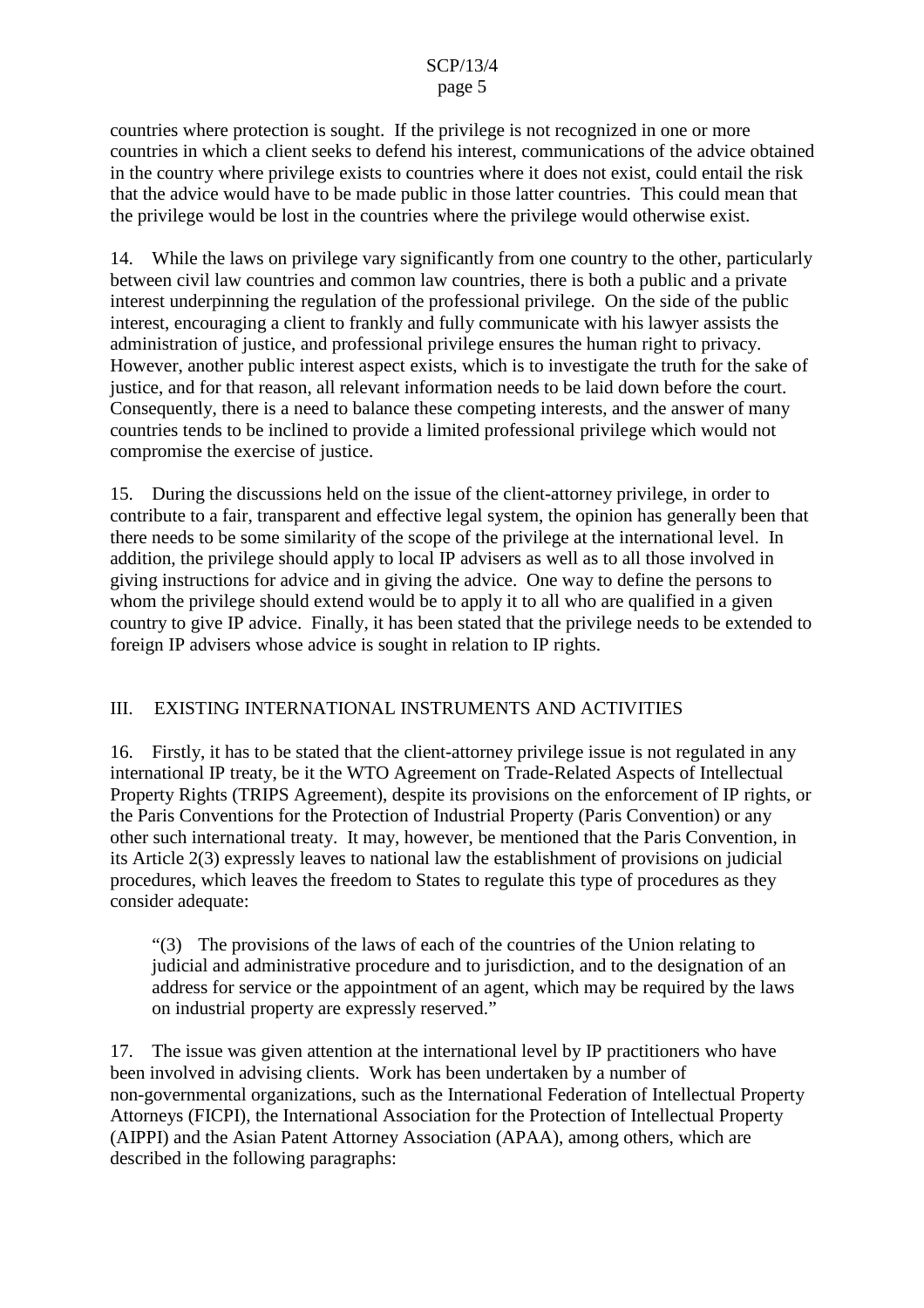countries where protection is sought. If the privilege is not recognized in one or more countries in which a client seeks to defend his interest, communications of the advice obtained in the country where privilege exists to countries where it does not exist, could entail the risk that the advice would have to be made public in those latter countries. This could mean that the privilege would be lost in the countries where the privilege would otherwise exist.

14. While the laws on privilege vary significantly from one country to the other, particularly between civil law countries and common law countries, there is both a public and a private interest underpinning the regulation of the professional privilege. On the side of the public interest, encouraging a client to frankly and fully communicate with his lawyer assists the administration of justice, and professional privilege ensures the human right to privacy. However, another public interest aspect exists, which is to investigate the truth for the sake of justice, and for that reason, all relevant information needs to be laid down before the court. Consequently, there is a need to balance these competing interests, and the answer of many countries tends to be inclined to provide a limited professional privilege which would not compromise the exercise of justice.

15. During the discussions held on the issue of the client-attorney privilege, in order to contribute to a fair, transparent and effective legal system, the opinion has generally been that there needs to be some similarity of the scope of the privilege at the international level. In addition, the privilege should apply to local IP advisers as well as to all those involved in giving instructions for advice and in giving the advice. One way to define the persons to whom the privilege should extend would be to apply it to all who are qualified in a given country to give IP advice. Finally, it has been stated that the privilege needs to be extended to foreign IP advisers whose advice is sought in relation to IP rights.

## III. EXISTING INTERNATIONAL INSTRUMENTS AND ACTIVITIES

16. Firstly, it has to be stated that the client-attorney privilege issue is not regulated in any international IP treaty, be it the WTO Agreement on Trade-Related Aspects of Intellectual Property Rights (TRIPS Agreement), despite its provisions on the enforcement of IP rights, or the Paris Conventions for the Protection of Industrial Property (Paris Convention) or any other such international treaty. It may, however, be mentioned that the Paris Convention, in its Article 2(3) expressly leaves to national law the establishment of provisions on judicial procedures, which leaves the freedom to States to regulate this type of procedures as they consider adequate:

> "(3) The provisions of the laws of each of the countries of the Union relating to judicial and administrative procedure and to jurisdiction, and to the designation of an address for service or the appointment of an agent, which may be required by the laws on industrial property are expressly reserved."

17. The issue was given attention at the international level by IP practitioners who have been involved in advising clients. Work has been undertaken by a number of non-governmental organizations, such as the International Federation of Intellectual Property Attorneys (FICPI), the International Association for the Protection of Intellectual Property (AIPPI) and the Asian Patent Attorney Association (APAA), among others, which are described in the following paragraphs: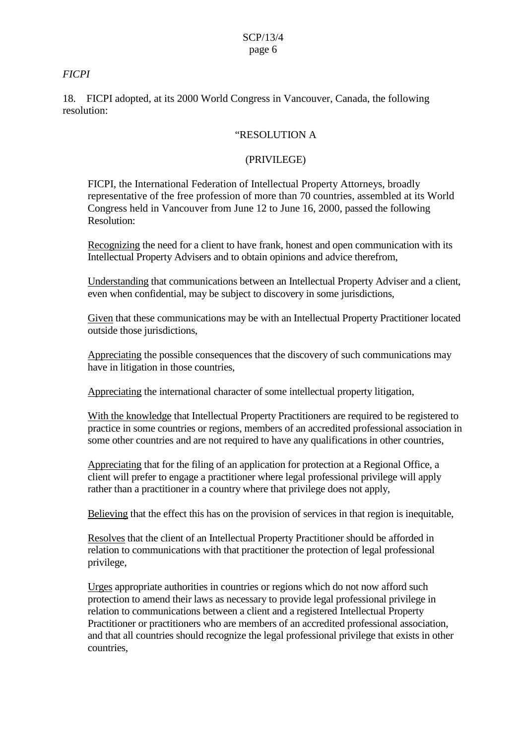*FICPI*

18. FICPI adopted, at its 2000 World Congress in Vancouver, Canada, the following resolution:

"RESOLUTION A

(PRIVILEGE)

> FICPI, the International Federation of Intellectual Property Attorneys, broadly representative of the free profession of more than 70 countries, assembled at its World Congress held in Vancouver from June 12 to June 16, 2000, passed the following Resolution:
>
> Recognizing the need for a client to have frank, honest and open communication with its Intellectual Property Advisers and to obtain opinions and advice therefrom,
>
> Understanding that communications between an Intellectual Property Adviser and a client, even when confidential, may be subject to discovery in some jurisdictions,
>
> Given that these communications may be with an Intellectual Property Practitioner located outside those jurisdictions,
>
> Appreciating the possible consequences that the discovery of such communications may have in litigation in those countries,
>
> Appreciating the international character of some intellectual property litigation,
>
> With the knowledge that Intellectual Property Practitioners are required to be registered to practice in some countries or regions, members of an accredited professional association in some other countries and are not required to have any qualifications in other countries,
>
> Appreciating that for the filing of an application for protection at a Regional Office, a client will prefer to engage a practitioner where legal professional privilege will apply rather than a practitioner in a country where that privilege does not apply,
>
> Believing that the effect this has on the provision of services in that region is inequitable,
>
> Resolves that the client of an Intellectual Property Practitioner should be afforded in relation to communications with that practitioner the protection of legal professional privilege,
>
> Urges appropriate authorities in countries or regions which do not now afford such protection to amend their laws as necessary to provide legal professional privilege in relation to communications between a client and a registered Intellectual Property Practitioner or practitioners who are members of an accredited professional association, and that all countries should recognize the legal professional privilege that exists in other countries,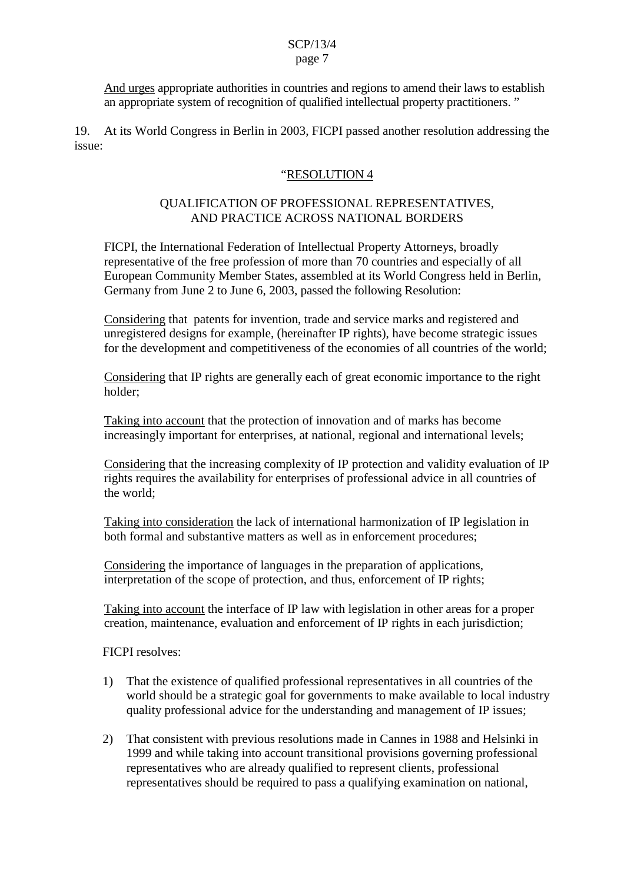<u>And urges</u> appropriate authorities in countries and regions to amend their laws to establish an appropriate system of recognition of qualified intellectual property practitioners. "

19. At its World Congress in Berlin in 2003, FICPI passed another resolution addressing the issue:

"<u>RESOLUTION 4</u>

QUALIFICATION OF PROFESSIONAL REPRESENTATIVES, AND PRACTICE ACROSS NATIONAL BORDERS

FICPI, the International Federation of Intellectual Property Attorneys, broadly representative of the free profession of more than 70 countries and especially of all European Community Member States, assembled at its World Congress held in Berlin, Germany from June 2 to June 6, 2003, passed the following Resolution:

<u>Considering</u> that patents for invention, trade and service marks and registered and unregistered designs for example, (hereinafter IP rights), have become strategic issues for the development and competitiveness of the economies of all countries of the world;

<u>Considering</u> that IP rights are generally each of great economic importance to the right holder;

<u>Taking into account</u> that the protection of innovation and of marks has become increasingly important for enterprises, at national, regional and international levels;

<u>Considering</u> that the increasing complexity of IP protection and validity evaluation of IP rights requires the availability for enterprises of professional advice in all countries of the world;

<u>Taking into consideration</u> the lack of international harmonization of IP legislation in both formal and substantive matters as well as in enforcement procedures;

<u>Considering</u> the importance of languages in the preparation of applications, interpretation of the scope of protection, and thus, enforcement of IP rights;

<u>Taking into account</u> the interface of IP law with legislation in other areas for a proper creation, maintenance, evaluation and enforcement of IP rights in each jurisdiction;

FICPI resolves:

1) That the existence of qualified professional representatives in all countries of the world should be a strategic goal for governments to make available to local industry quality professional advice for the understanding and management of IP issues;

2) That consistent with previous resolutions made in Cannes in 1988 and Helsinki in 1999 and while taking into account transitional provisions governing professional representatives who are already qualified to represent clients, professional representatives should be required to pass a qualifying examination on national,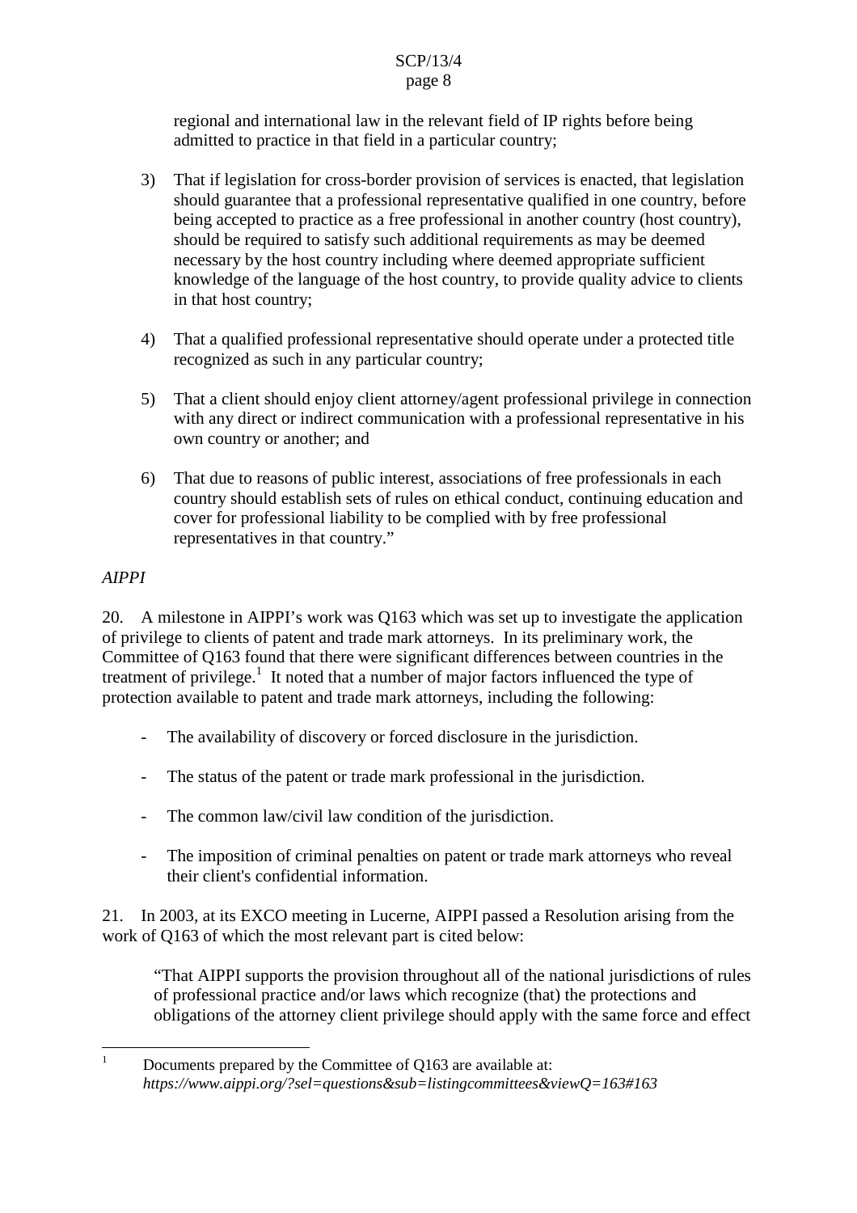regional and international law in the relevant field of IP rights before being admitted to practice in that field in a particular country;

3) That if legislation for cross-border provision of services is enacted, that legislation should guarantee that a professional representative qualified in one country, before being accepted to practice as a free professional in another country (host country), should be required to satisfy such additional requirements as may be deemed necessary by the host country including where deemed appropriate sufficient knowledge of the language of the host country, to provide quality advice to clients in that host country;

4) That a qualified professional representative should operate under a protected title recognized as such in any particular country;

5) That a client should enjoy client attorney/agent professional privilege in connection with any direct or indirect communication with a professional representative in his own country or another; and

6) That due to reasons of public interest, associations of free professionals in each country should establish sets of rules on ethical conduct, continuing education and cover for professional liability to be complied with by free professional representatives in that country."

*AIPPI*

20. A milestone in AIPPI's work was Q163 which was set up to investigate the application of privilege to clients of patent and trade mark attorneys. In its preliminary work, the Committee of Q163 found that there were significant differences between countries in the treatment of privilege.[1] It noted that a number of major factors influenced the type of protection available to patent and trade mark attorneys, including the following:

- The availability of discovery or forced disclosure in the jurisdiction.
- The status of the patent or trade mark professional in the jurisdiction.
- The common law/civil law condition of the jurisdiction.
- The imposition of criminal penalties on patent or trade mark attorneys who reveal their client's confidential information.

21. In 2003, at its EXCO meeting in Lucerne, AIPPI passed a Resolution arising from the work of Q163 of which the most relevant part is cited below:

"That AIPPI supports the provision throughout all of the national jurisdictions of rules of professional practice and/or laws which recognize (that) the protections and obligations of the attorney client privilege should apply with the same force and effect

[1] Documents prepared by the Committee of Q163 are available at: *https://www.aippi.org/?sel=questions&sub=listingcommittees&viewQ=163#163*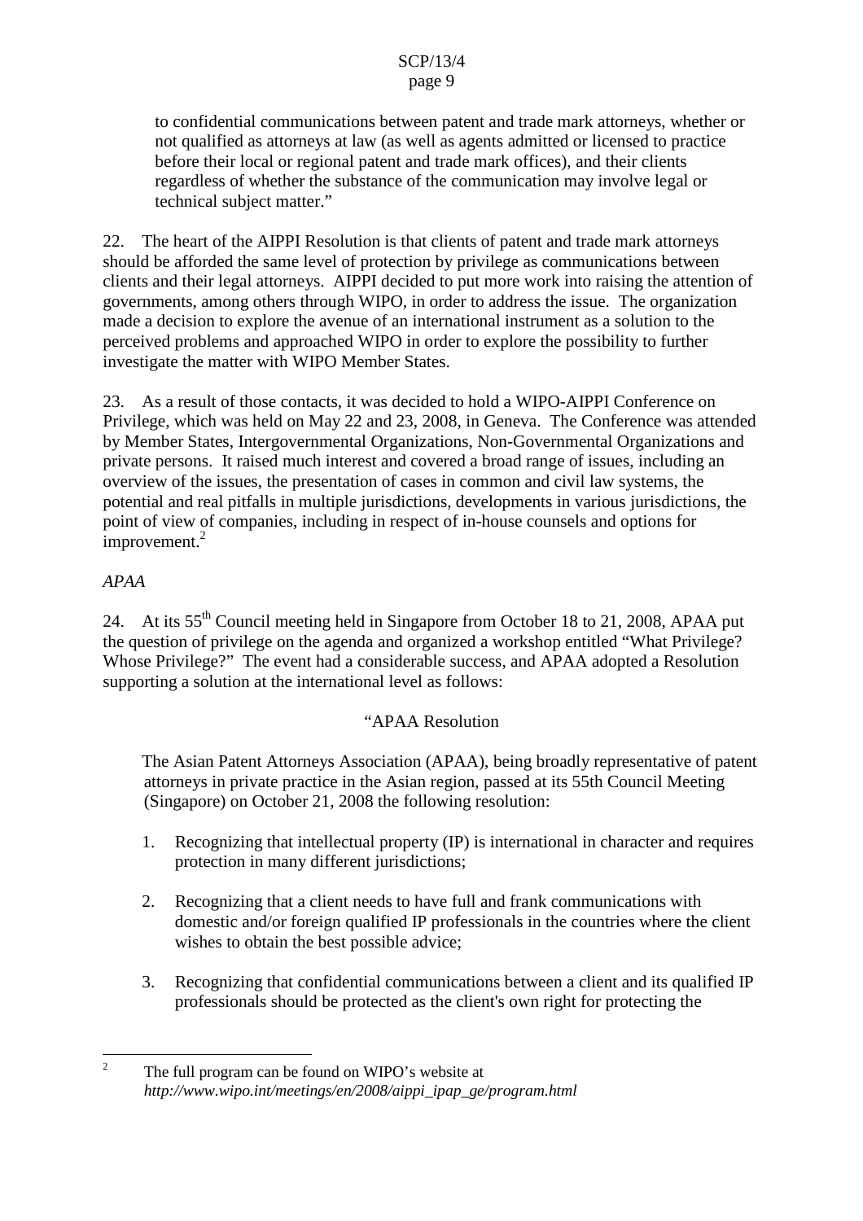to confidential communications between patent and trade mark attorneys, whether or not qualified as attorneys at law (as well as agents admitted or licensed to practice before their local or regional patent and trade mark offices), and their clients regardless of whether the substance of the communication may involve legal or technical subject matter."

22. The heart of the AIPPI Resolution is that clients of patent and trade mark attorneys should be afforded the same level of protection by privilege as communications between clients and their legal attorneys. AIPPI decided to put more work into raising the attention of governments, among others through WIPO, in order to address the issue. The organization made a decision to explore the avenue of an international instrument as a solution to the perceived problems and approached WIPO in order to explore the possibility to further investigate the matter with WIPO Member States.

23. As a result of those contacts, it was decided to hold a WIPO-AIPPI Conference on Privilege, which was held on May 22 and 23, 2008, in Geneva. The Conference was attended by Member States, Intergovernmental Organizations, Non-Governmental Organizations and private persons. It raised much interest and covered a broad range of issues, including an overview of the issues, the presentation of cases in common and civil law systems, the potential and real pitfalls in multiple jurisdictions, developments in various jurisdictions, the point of view of companies, including in respect of in-house counsels and options for improvement.[2]

*APAA*

24. At its 55th Council meeting held in Singapore from October 18 to 21, 2008, APAA put the question of privilege on the agenda and organized a workshop entitled "What Privilege? Whose Privilege?" The event had a considerable success, and APAA adopted a Resolution supporting a solution at the international level as follows:

"APAA Resolution

The Asian Patent Attorneys Association (APAA), being broadly representative of patent attorneys in private practice in the Asian region, passed at its 55th Council Meeting (Singapore) on October 21, 2008 the following resolution:

1. Recognizing that intellectual property (IP) is international in character and requires protection in many different jurisdictions;

2. Recognizing that a client needs to have full and frank communications with domestic and/or foreign qualified IP professionals in the countries where the client wishes to obtain the best possible advice;

3. Recognizing that confidential communications between a client and its qualified IP professionals should be protected as the client's own right for protecting the

---

[2] The full program can be found on WIPO's website at *http://www.wipo.int/meetings/en/2008/aippi_ipap_ge/program.html*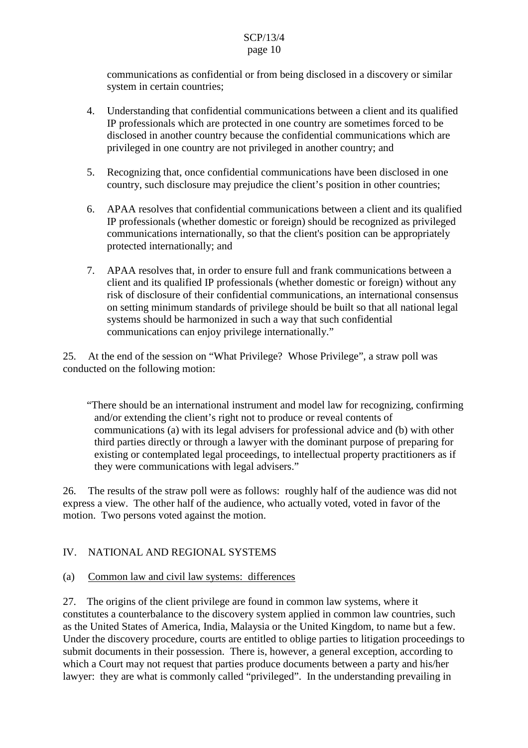communications as confidential or from being disclosed in a discovery or similar system in certain countries;

4. Understanding that confidential communications between a client and its qualified IP professionals which are protected in one country are sometimes forced to be disclosed in another country because the confidential communications which are privileged in one country are not privileged in another country; and

5. Recognizing that, once confidential communications have been disclosed in one country, such disclosure may prejudice the client's position in other countries;

6. APAA resolves that confidential communications between a client and its qualified IP professionals (whether domestic or foreign) should be recognized as privileged communications internationally, so that the client's position can be appropriately protected internationally; and

7. APAA resolves that, in order to ensure full and frank communications between a client and its qualified IP professionals (whether domestic or foreign) without any risk of disclosure of their confidential communications, an international consensus on setting minimum standards of privilege should be built so that all national legal systems should be harmonized in such a way that such confidential communications can enjoy privilege internationally."

25. At the end of the session on "What Privilege? Whose Privilege", a straw poll was conducted on the following motion:

"There should be an international instrument and model law for recognizing, confirming and/or extending the client's right not to produce or reveal contents of communications (a) with its legal advisers for professional advice and (b) with other third parties directly or through a lawyer with the dominant purpose of preparing for existing or contemplated legal proceedings, to intellectual property practitioners as if they were communications with legal advisers."

26. The results of the straw poll were as follows: roughly half of the audience was did not express a view. The other half of the audience, who actually voted, voted in favor of the motion. Two persons voted against the motion.

## IV. NATIONAL AND REGIONAL SYSTEMS

### (a) Common law and civil law systems: differences

27. The origins of the client privilege are found in common law systems, where it constitutes a counterbalance to the discovery system applied in common law countries, such as the United States of America, India, Malaysia or the United Kingdom, to name but a few. Under the discovery procedure, courts are entitled to oblige parties to litigation proceedings to submit documents in their possession. There is, however, a general exception, according to which a Court may not request that parties produce documents between a party and his/her lawyer: they are what is commonly called "privileged". In the understanding prevailing in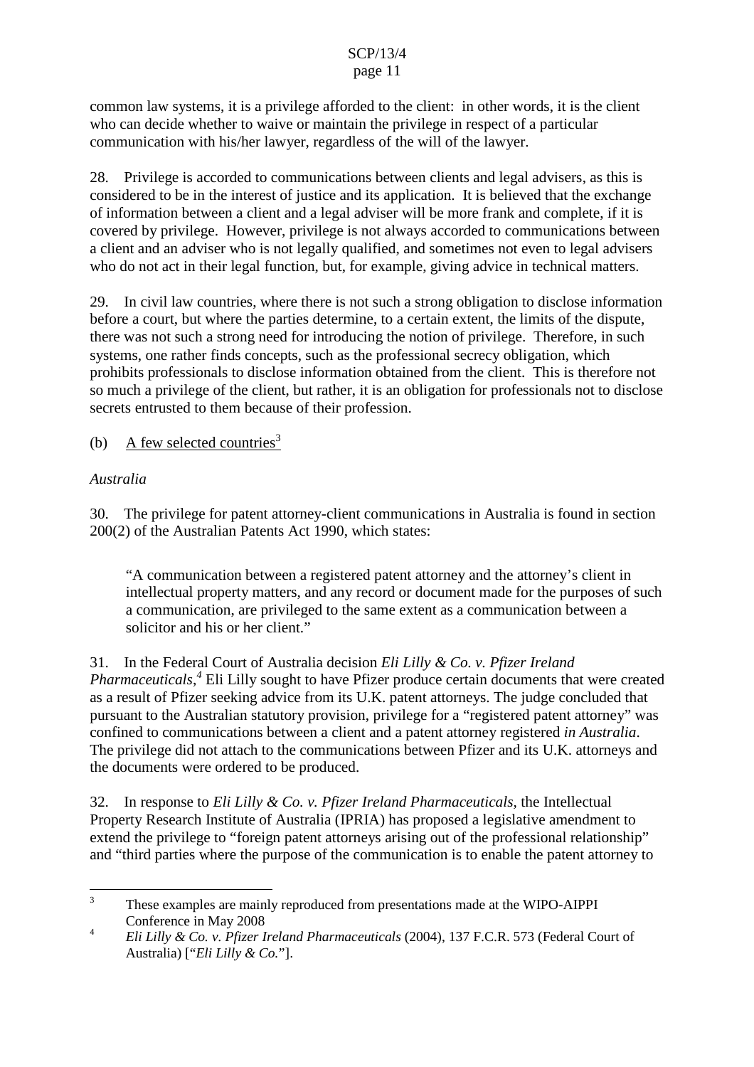common law systems, it is a privilege afforded to the client: in other words, it is the client who can decide whether to waive or maintain the privilege in respect of a particular communication with his/her lawyer, regardless of the will of the lawyer.

28. Privilege is accorded to communications between clients and legal advisers, as this is considered to be in the interest of justice and its application. It is believed that the exchange of information between a client and a legal adviser will be more frank and complete, if it is covered by privilege. However, privilege is not always accorded to communications between a client and an adviser who is not legally qualified, and sometimes not even to legal advisers who do not act in their legal function, but, for example, giving advice in technical matters.

29. In civil law countries, where there is not such a strong obligation to disclose information before a court, but where the parties determine, to a certain extent, the limits of the dispute, there was not such a strong need for introducing the notion of privilege. Therefore, in such systems, one rather finds concepts, such as the professional secrecy obligation, which prohibits professionals to disclose information obtained from the client. This is therefore not so much a privilege of the client, but rather, it is an obligation for professionals not to disclose secrets entrusted to them because of their profession.

(b) A few selected countries[3]

*Australia*

30. The privilege for patent attorney-client communications in Australia is found in section 200(2) of the Australian Patents Act 1990, which states:

> "A communication between a registered patent attorney and the attorney's client in intellectual property matters, and any record or document made for the purposes of such a communication, are privileged to the same extent as a communication between a solicitor and his or her client."

31. In the Federal Court of Australia decision *Eli Lilly & Co. v. Pfizer Ireland Pharmaceuticals*,[4] Eli Lilly sought to have Pfizer produce certain documents that were created as a result of Pfizer seeking advice from its U.K. patent attorneys. The judge concluded that pursuant to the Australian statutory provision, privilege for a "registered patent attorney" was confined to communications between a client and a patent attorney registered *in Australia*. The privilege did not attach to the communications between Pfizer and its U.K. attorneys and the documents were ordered to be produced.

32. In response to *Eli Lilly & Co. v. Pfizer Ireland Pharmaceuticals,* the Intellectual Property Research Institute of Australia (IPRIA) has proposed a legislative amendment to extend the privilege to "foreign patent attorneys arising out of the professional relationship" and "third parties where the purpose of the communication is to enable the patent attorney to

---

[3] These examples are mainly reproduced from presentations made at the WIPO-AIPPI Conference in May 2008

[4] *Eli Lilly & Co. v. Pfizer Ireland Pharmaceuticals* (2004), 137 F.C.R. 573 (Federal Court of Australia) ["*Eli Lilly & Co.*"].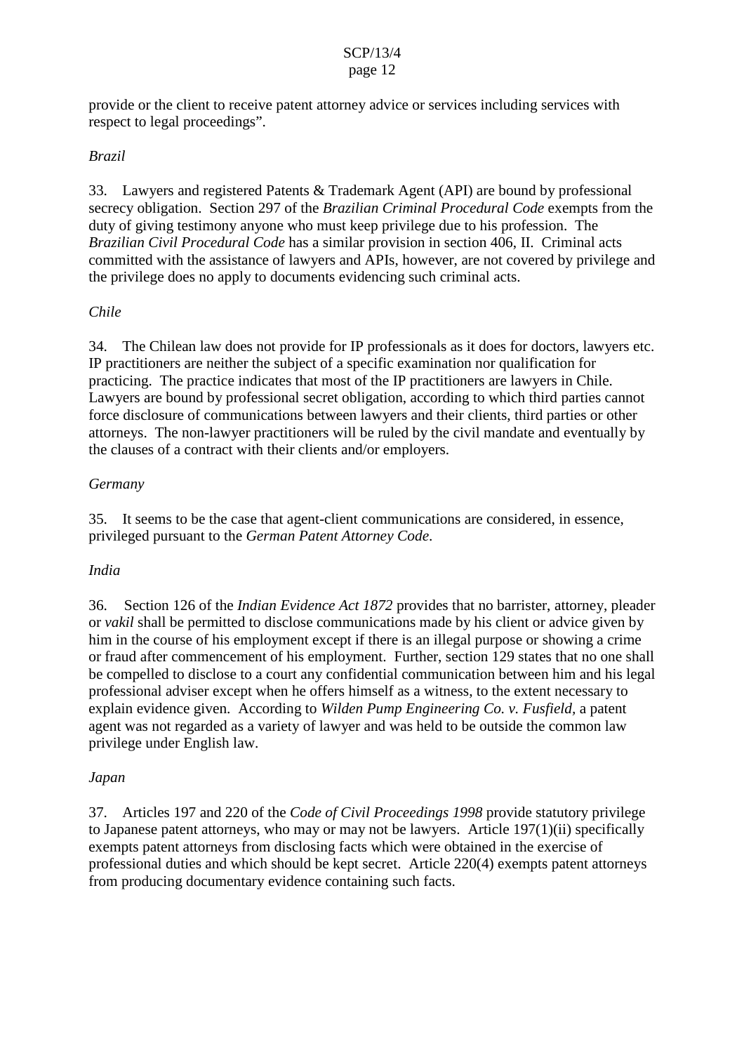provide or the client to receive patent attorney advice or services including services with respect to legal proceedings".

*Brazil*

33. Lawyers and registered Patents & Trademark Agent (API) are bound by professional secrecy obligation. Section 297 of the *Brazilian Criminal Procedural Code* exempts from the duty of giving testimony anyone who must keep privilege due to his profession. The *Brazilian Civil Procedural Code* has a similar provision in section 406, II. Criminal acts committed with the assistance of lawyers and APIs, however, are not covered by privilege and the privilege does no apply to documents evidencing such criminal acts.

*Chile*

34. The Chilean law does not provide for IP professionals as it does for doctors, lawyers etc. IP practitioners are neither the subject of a specific examination nor qualification for practicing. The practice indicates that most of the IP practitioners are lawyers in Chile. Lawyers are bound by professional secret obligation, according to which third parties cannot force disclosure of communications between lawyers and their clients, third parties or other attorneys. The non-lawyer practitioners will be ruled by the civil mandate and eventually by the clauses of a contract with their clients and/or employers.

*Germany*

35. It seems to be the case that agent-client communications are considered, in essence, privileged pursuant to the *German Patent Attorney Code*.

*India*

36. Section 126 of the *Indian Evidence Act 1872* provides that no barrister, attorney, pleader or *vakil* shall be permitted to disclose communications made by his client or advice given by him in the course of his employment except if there is an illegal purpose or showing a crime or fraud after commencement of his employment. Further, section 129 states that no one shall be compelled to disclose to a court any confidential communication between him and his legal professional adviser except when he offers himself as a witness, to the extent necessary to explain evidence given. According to *Wilden Pump Engineering Co. v. Fusfield*, a patent agent was not regarded as a variety of lawyer and was held to be outside the common law privilege under English law.

*Japan*

37. Articles 197 and 220 of the *Code of Civil Proceedings 1998* provide statutory privilege to Japanese patent attorneys, who may or may not be lawyers. Article 197(1)(ii) specifically exempts patent attorneys from disclosing facts which were obtained in the exercise of professional duties and which should be kept secret. Article 220(4) exempts patent attorneys from producing documentary evidence containing such facts.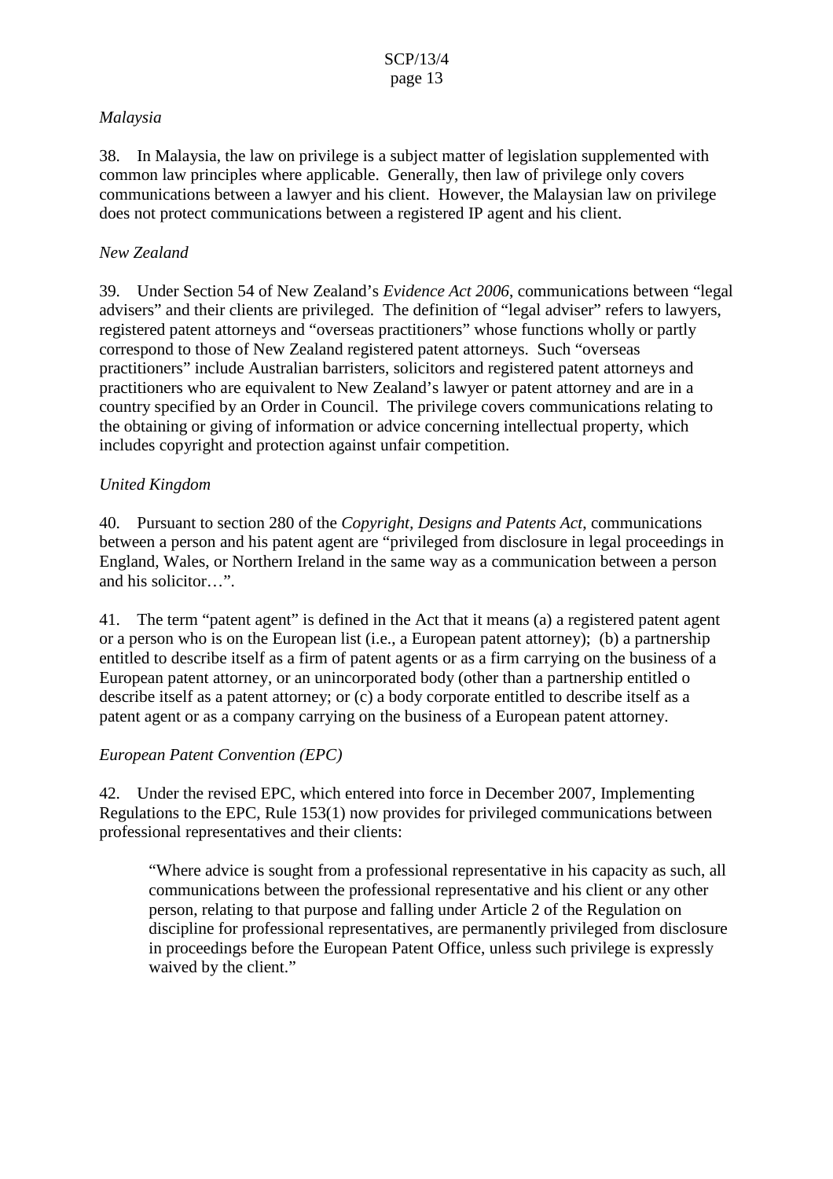*Malaysia*

38. In Malaysia, the law on privilege is a subject matter of legislation supplemented with common law principles where applicable. Generally, then law of privilege only covers communications between a lawyer and his client. However, the Malaysian law on privilege does not protect communications between a registered IP agent and his client.

*New Zealand*

39. Under Section 54 of New Zealand's *Evidence Act 2006*, communications between "legal advisers" and their clients are privileged. The definition of "legal adviser" refers to lawyers, registered patent attorneys and "overseas practitioners" whose functions wholly or partly correspond to those of New Zealand registered patent attorneys. Such "overseas practitioners" include Australian barristers, solicitors and registered patent attorneys and practitioners who are equivalent to New Zealand's lawyer or patent attorney and are in a country specified by an Order in Council. The privilege covers communications relating to the obtaining or giving of information or advice concerning intellectual property, which includes copyright and protection against unfair competition.

*United Kingdom*

40. Pursuant to section 280 of the *Copyright, Designs and Patents Act*, communications between a person and his patent agent are "privileged from disclosure in legal proceedings in England, Wales, or Northern Ireland in the same way as a communication between a person and his solicitor…".

41. The term "patent agent" is defined in the Act that it means (a) a registered patent agent or a person who is on the European list (i.e., a European patent attorney); (b) a partnership entitled to describe itself as a firm of patent agents or as a firm carrying on the business of a European patent attorney, or an unincorporated body (other than a partnership entitled o describe itself as a patent attorney; or (c) a body corporate entitled to describe itself as a patent agent or as a company carrying on the business of a European patent attorney.

*European Patent Convention (EPC)*

42. Under the revised EPC, which entered into force in December 2007, Implementing Regulations to the EPC, Rule 153(1) now provides for privileged communications between professional representatives and their clients:

> "Where advice is sought from a professional representative in his capacity as such, all communications between the professional representative and his client or any other person, relating to that purpose and falling under Article 2 of the Regulation on discipline for professional representatives, are permanently privileged from disclosure in proceedings before the European Patent Office, unless such privilege is expressly waived by the client."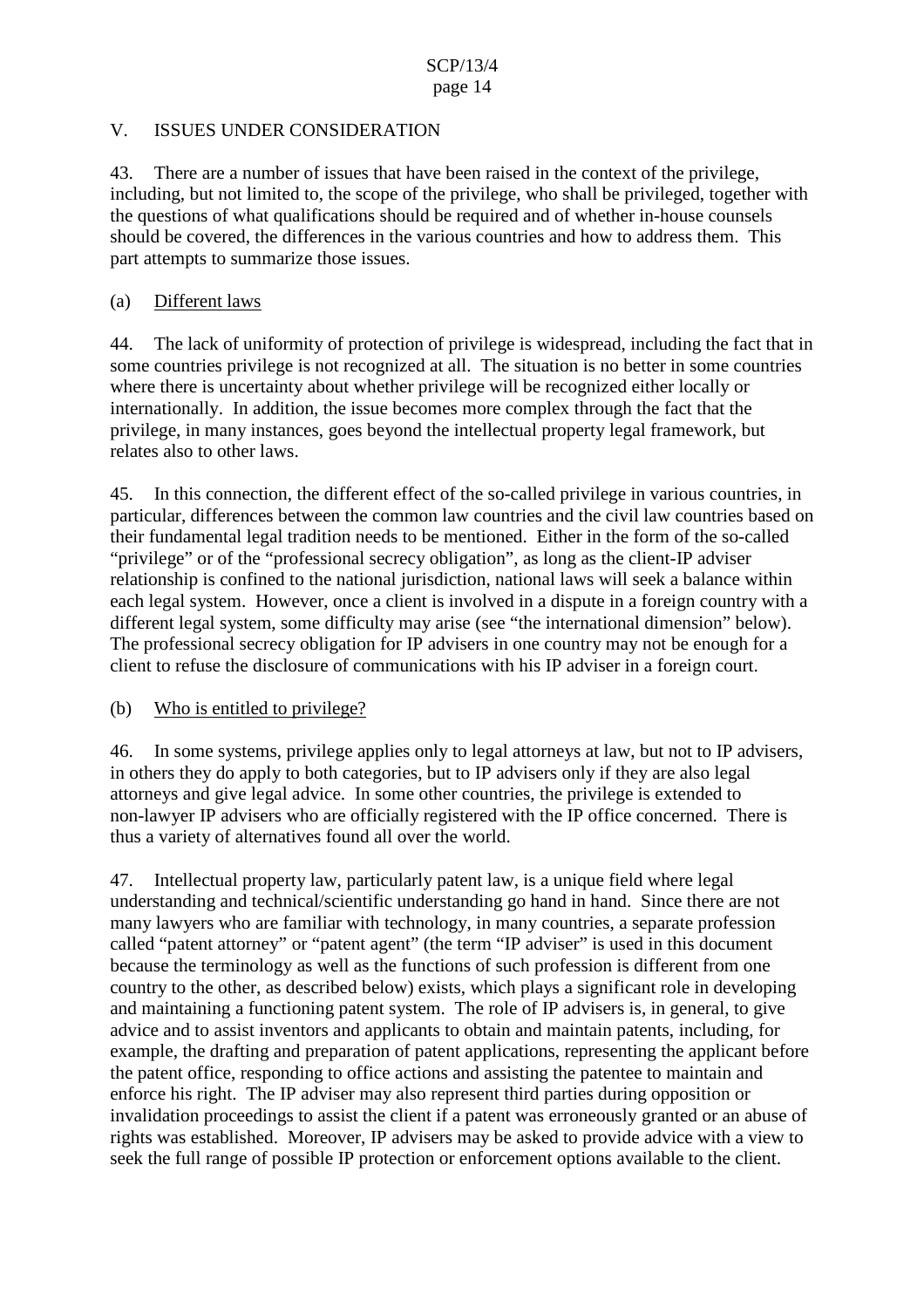## V. ISSUES UNDER CONSIDERATION

43. There are a number of issues that have been raised in the context of the privilege, including, but not limited to, the scope of the privilege, who shall be privileged, together with the questions of what qualifications should be required and of whether in-house counsels should be covered, the differences in the various countries and how to address them. This part attempts to summarize those issues.

### (a) Different laws

44. The lack of uniformity of protection of privilege is widespread, including the fact that in some countries privilege is not recognized at all. The situation is no better in some countries where there is uncertainty about whether privilege will be recognized either locally or internationally. In addition, the issue becomes more complex through the fact that the privilege, in many instances, goes beyond the intellectual property legal framework, but relates also to other laws.

45. In this connection, the different effect of the so-called privilege in various countries, in particular, differences between the common law countries and the civil law countries based on their fundamental legal tradition needs to be mentioned. Either in the form of the so-called "privilege" or of the "professional secrecy obligation", as long as the client-IP adviser relationship is confined to the national jurisdiction, national laws will seek a balance within each legal system. However, once a client is involved in a dispute in a foreign country with a different legal system, some difficulty may arise (see "the international dimension" below). The professional secrecy obligation for IP advisers in one country may not be enough for a client to refuse the disclosure of communications with his IP adviser in a foreign court.

### (b) Who is entitled to privilege?

46. In some systems, privilege applies only to legal attorneys at law, but not to IP advisers, in others they do apply to both categories, but to IP advisers only if they are also legal attorneys and give legal advice. In some other countries, the privilege is extended to non-lawyer IP advisers who are officially registered with the IP office concerned. There is thus a variety of alternatives found all over the world.

47. Intellectual property law, particularly patent law, is a unique field where legal understanding and technical/scientific understanding go hand in hand. Since there are not many lawyers who are familiar with technology, in many countries, a separate profession called "patent attorney" or "patent agent" (the term "IP adviser" is used in this document because the terminology as well as the functions of such profession is different from one country to the other, as described below) exists, which plays a significant role in developing and maintaining a functioning patent system. The role of IP advisers is, in general, to give advice and to assist inventors and applicants to obtain and maintain patents, including, for example, the drafting and preparation of patent applications, representing the applicant before the patent office, responding to office actions and assisting the patentee to maintain and enforce his right. The IP adviser may also represent third parties during opposition or invalidation proceedings to assist the client if a patent was erroneously granted or an abuse of rights was established. Moreover, IP advisers may be asked to provide advice with a view to seek the full range of possible IP protection or enforcement options available to the client.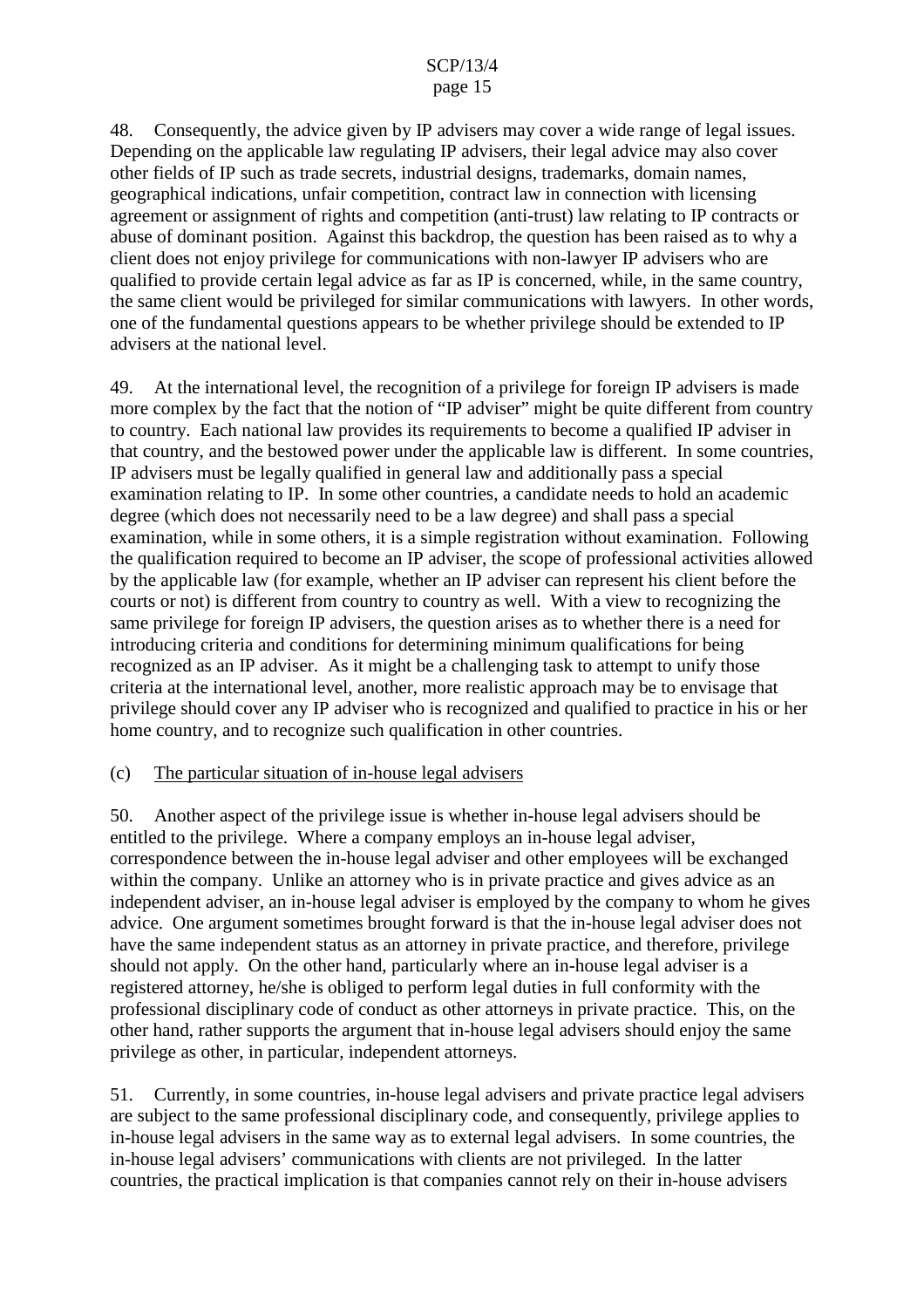48. Consequently, the advice given by IP advisers may cover a wide range of legal issues. Depending on the applicable law regulating IP advisers, their legal advice may also cover other fields of IP such as trade secrets, industrial designs, trademarks, domain names, geographical indications, unfair competition, contract law in connection with licensing agreement or assignment of rights and competition (anti-trust) law relating to IP contracts or abuse of dominant position. Against this backdrop, the question has been raised as to why a client does not enjoy privilege for communications with non-lawyer IP advisers who are qualified to provide certain legal advice as far as IP is concerned, while, in the same country, the same client would be privileged for similar communications with lawyers. In other words, one of the fundamental questions appears to be whether privilege should be extended to IP advisers at the national level.

49. At the international level, the recognition of a privilege for foreign IP advisers is made more complex by the fact that the notion of "IP adviser" might be quite different from country to country. Each national law provides its requirements to become a qualified IP adviser in that country, and the bestowed power under the applicable law is different. In some countries, IP advisers must be legally qualified in general law and additionally pass a special examination relating to IP. In some other countries, a candidate needs to hold an academic degree (which does not necessarily need to be a law degree) and shall pass a special examination, while in some others, it is a simple registration without examination. Following the qualification required to become an IP adviser, the scope of professional activities allowed by the applicable law (for example, whether an IP adviser can represent his client before the courts or not) is different from country to country as well. With a view to recognizing the same privilege for foreign IP advisers, the question arises as to whether there is a need for introducing criteria and conditions for determining minimum qualifications for being recognized as an IP adviser. As it might be a challenging task to attempt to unify those criteria at the international level, another, more realistic approach may be to envisage that privilege should cover any IP adviser who is recognized and qualified to practice in his or her home country, and to recognize such qualification in other countries.

(c) The particular situation of in-house legal advisers

50. Another aspect of the privilege issue is whether in-house legal advisers should be entitled to the privilege. Where a company employs an in-house legal adviser, correspondence between the in-house legal adviser and other employees will be exchanged within the company. Unlike an attorney who is in private practice and gives advice as an independent adviser, an in-house legal adviser is employed by the company to whom he gives advice. One argument sometimes brought forward is that the in-house legal adviser does not have the same independent status as an attorney in private practice, and therefore, privilege should not apply. On the other hand, particularly where an in-house legal adviser is a registered attorney, he/she is obliged to perform legal duties in full conformity with the professional disciplinary code of conduct as other attorneys in private practice. This, on the other hand, rather supports the argument that in-house legal advisers should enjoy the same privilege as other, in particular, independent attorneys.

51. Currently, in some countries, in-house legal advisers and private practice legal advisers are subject to the same professional disciplinary code, and consequently, privilege applies to in-house legal advisers in the same way as to external legal advisers. In some countries, the in-house legal advisers' communications with clients are not privileged. In the latter countries, the practical implication is that companies cannot rely on their in-house advisers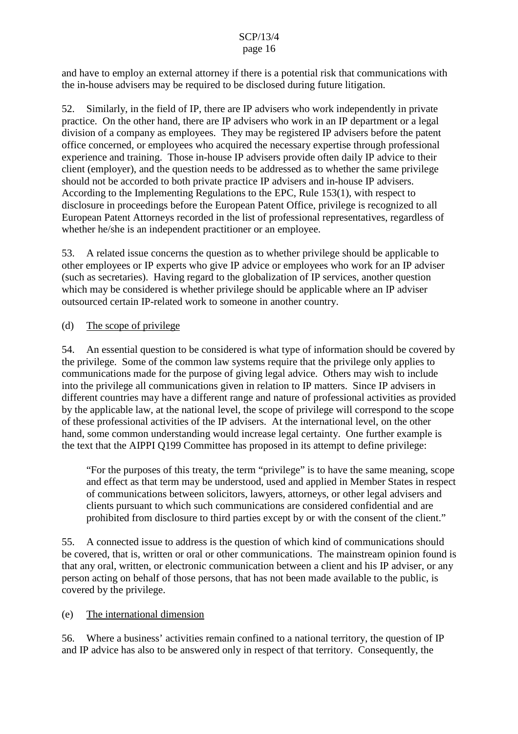and have to employ an external attorney if there is a potential risk that communications with the in-house advisers may be required to be disclosed during future litigation.

52. Similarly, in the field of IP, there are IP advisers who work independently in private practice. On the other hand, there are IP advisers who work in an IP department or a legal division of a company as employees. They may be registered IP advisers before the patent office concerned, or employees who acquired the necessary expertise through professional experience and training. Those in-house IP advisers provide often daily IP advice to their client (employer), and the question needs to be addressed as to whether the same privilege should not be accorded to both private practice IP advisers and in-house IP advisers. According to the Implementing Regulations to the EPC, Rule 153(1), with respect to disclosure in proceedings before the European Patent Office, privilege is recognized to all European Patent Attorneys recorded in the list of professional representatives, regardless of whether he/she is an independent practitioner or an employee.

53. A related issue concerns the question as to whether privilege should be applicable to other employees or IP experts who give IP advice or employees who work for an IP adviser (such as secretaries). Having regard to the globalization of IP services, another question which may be considered is whether privilege should be applicable where an IP adviser outsourced certain IP-related work to someone in another country.

(d) <u>The scope of privilege</u>

54. An essential question to be considered is what type of information should be covered by the privilege. Some of the common law systems require that the privilege only applies to communications made for the purpose of giving legal advice. Others may wish to include into the privilege all communications given in relation to IP matters. Since IP advisers in different countries may have a different range and nature of professional activities as provided by the applicable law, at the national level, the scope of privilege will correspond to the scope of these professional activities of the IP advisers. At the international level, on the other hand, some common understanding would increase legal certainty. One further example is the text that the AIPPI Q199 Committee has proposed in its attempt to define privilege:

> "For the purposes of this treaty, the term "privilege" is to have the same meaning, scope and effect as that term may be understood, used and applied in Member States in respect of communications between solicitors, lawyers, attorneys, or other legal advisers and clients pursuant to which such communications are considered confidential and are prohibited from disclosure to third parties except by or with the consent of the client."

55. A connected issue to address is the question of which kind of communications should be covered, that is, written or oral or other communications. The mainstream opinion found is that any oral, written, or electronic communication between a client and his IP adviser, or any person acting on behalf of those persons, that has not been made available to the public, is covered by the privilege.

(e) <u>The international dimension</u>

56. Where a business' activities remain confined to a national territory, the question of IP and IP advice has also to be answered only in respect of that territory. Consequently, the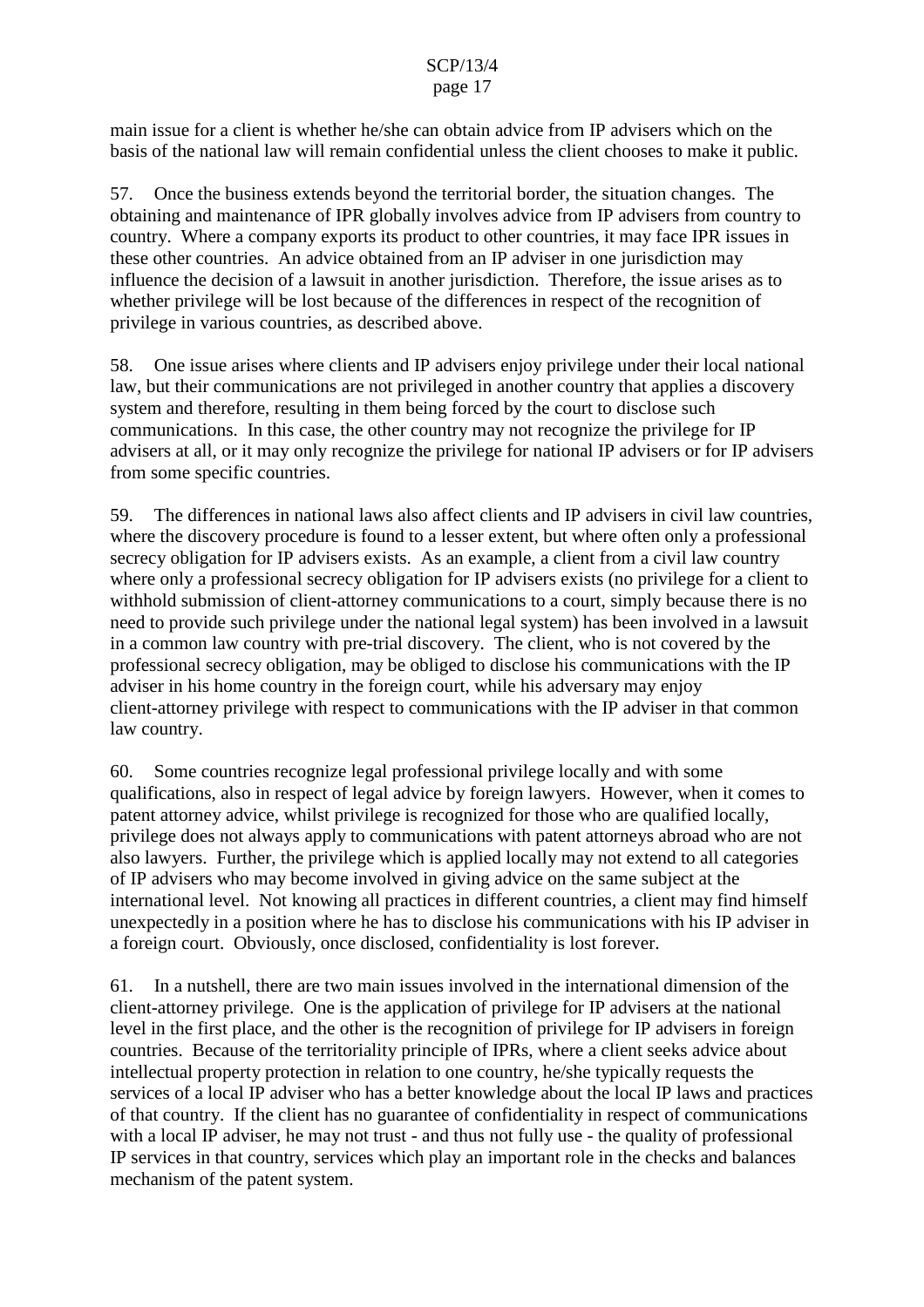main issue for a client is whether he/she can obtain advice from IP advisers which on the basis of the national law will remain confidential unless the client chooses to make it public.

57. Once the business extends beyond the territorial border, the situation changes. The obtaining and maintenance of IPR globally involves advice from IP advisers from country to country. Where a company exports its product to other countries, it may face IPR issues in these other countries. An advice obtained from an IP adviser in one jurisdiction may influence the decision of a lawsuit in another jurisdiction. Therefore, the issue arises as to whether privilege will be lost because of the differences in respect of the recognition of privilege in various countries, as described above.

58. One issue arises where clients and IP advisers enjoy privilege under their local national law, but their communications are not privileged in another country that applies a discovery system and therefore, resulting in them being forced by the court to disclose such communications. In this case, the other country may not recognize the privilege for IP advisers at all, or it may only recognize the privilege for national IP advisers or for IP advisers from some specific countries.

59. The differences in national laws also affect clients and IP advisers in civil law countries, where the discovery procedure is found to a lesser extent, but where often only a professional secrecy obligation for IP advisers exists. As an example, a client from a civil law country where only a professional secrecy obligation for IP advisers exists (no privilege for a client to withhold submission of client-attorney communications to a court, simply because there is no need to provide such privilege under the national legal system) has been involved in a lawsuit in a common law country with pre-trial discovery. The client, who is not covered by the professional secrecy obligation, may be obliged to disclose his communications with the IP adviser in his home country in the foreign court, while his adversary may enjoy client-attorney privilege with respect to communications with the IP adviser in that common law country.

60. Some countries recognize legal professional privilege locally and with some qualifications, also in respect of legal advice by foreign lawyers. However, when it comes to patent attorney advice, whilst privilege is recognized for those who are qualified locally, privilege does not always apply to communications with patent attorneys abroad who are not also lawyers. Further, the privilege which is applied locally may not extend to all categories of IP advisers who may become involved in giving advice on the same subject at the international level. Not knowing all practices in different countries, a client may find himself unexpectedly in a position where he has to disclose his communications with his IP adviser in a foreign court. Obviously, once disclosed, confidentiality is lost forever.

61. In a nutshell, there are two main issues involved in the international dimension of the client-attorney privilege. One is the application of privilege for IP advisers at the national level in the first place, and the other is the recognition of privilege for IP advisers in foreign countries. Because of the territoriality principle of IPRs, where a client seeks advice about intellectual property protection in relation to one country, he/she typically requests the services of a local IP adviser who has a better knowledge about the local IP laws and practices of that country. If the client has no guarantee of confidentiality in respect of communications with a local IP adviser, he may not trust - and thus not fully use - the quality of professional IP services in that country, services which play an important role in the checks and balances mechanism of the patent system.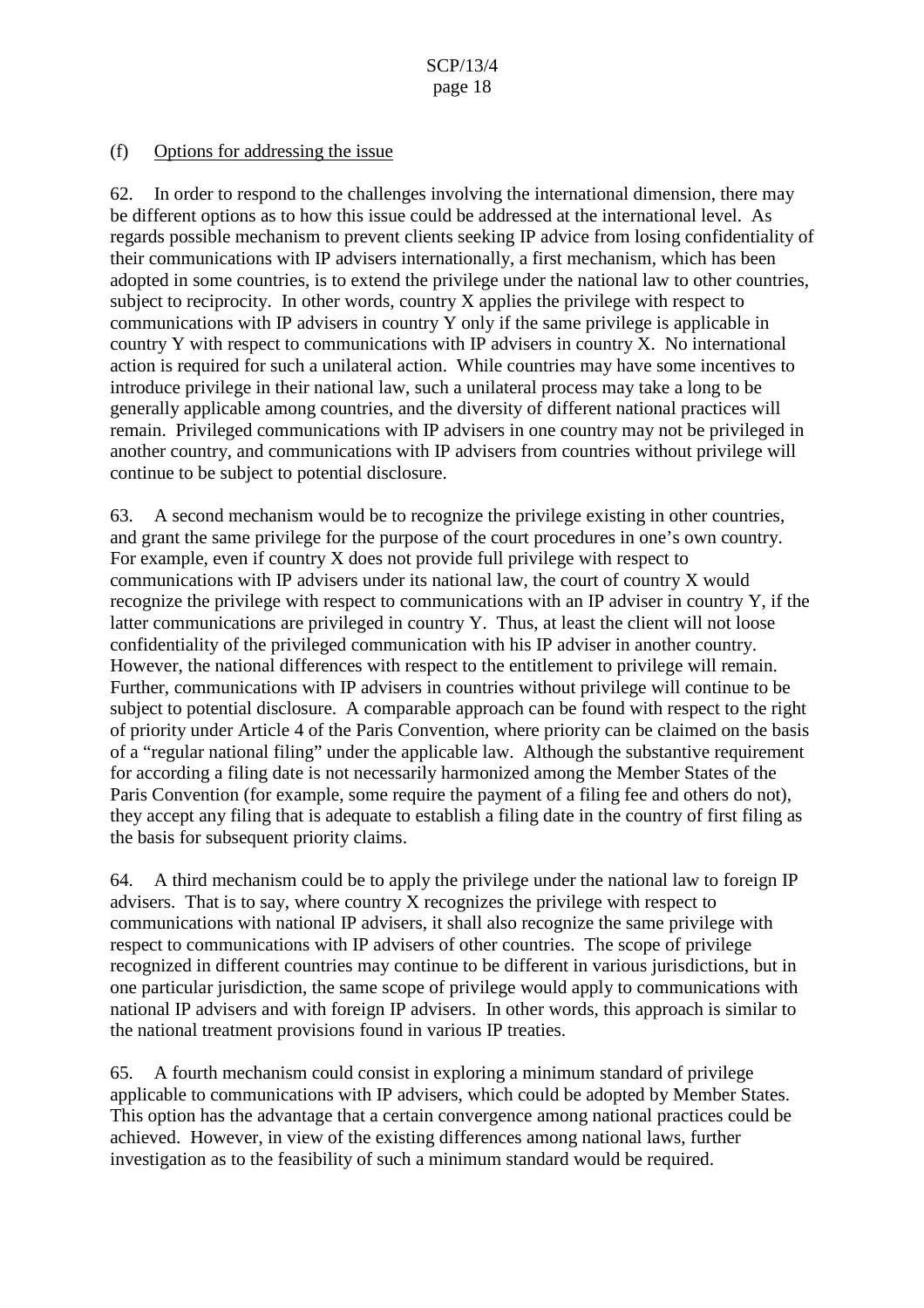(f) Options for addressing the issue

62. In order to respond to the challenges involving the international dimension, there may be different options as to how this issue could be addressed at the international level. As regards possible mechanism to prevent clients seeking IP advice from losing confidentiality of their communications with IP advisers internationally, a first mechanism, which has been adopted in some countries, is to extend the privilege under the national law to other countries, subject to reciprocity. In other words, country X applies the privilege with respect to communications with IP advisers in country Y only if the same privilege is applicable in country Y with respect to communications with IP advisers in country X. No international action is required for such a unilateral action. While countries may have some incentives to introduce privilege in their national law, such a unilateral process may take a long to be generally applicable among countries, and the diversity of different national practices will remain. Privileged communications with IP advisers in one country may not be privileged in another country, and communications with IP advisers from countries without privilege will continue to be subject to potential disclosure.

63. A second mechanism would be to recognize the privilege existing in other countries, and grant the same privilege for the purpose of the court procedures in one's own country. For example, even if country X does not provide full privilege with respect to communications with IP advisers under its national law, the court of country X would recognize the privilege with respect to communications with an IP adviser in country Y, if the latter communications are privileged in country Y. Thus, at least the client will not loose confidentiality of the privileged communication with his IP adviser in another country. However, the national differences with respect to the entitlement to privilege will remain. Further, communications with IP advisers in countries without privilege will continue to be subject to potential disclosure. A comparable approach can be found with respect to the right of priority under Article 4 of the Paris Convention, where priority can be claimed on the basis of a "regular national filing" under the applicable law. Although the substantive requirement for according a filing date is not necessarily harmonized among the Member States of the Paris Convention (for example, some require the payment of a filing fee and others do not), they accept any filing that is adequate to establish a filing date in the country of first filing as the basis for subsequent priority claims.

64. A third mechanism could be to apply the privilege under the national law to foreign IP advisers. That is to say, where country X recognizes the privilege with respect to communications with national IP advisers, it shall also recognize the same privilege with respect to communications with IP advisers of other countries. The scope of privilege recognized in different countries may continue to be different in various jurisdictions, but in one particular jurisdiction, the same scope of privilege would apply to communications with national IP advisers and with foreign IP advisers. In other words, this approach is similar to the national treatment provisions found in various IP treaties.

65. A fourth mechanism could consist in exploring a minimum standard of privilege applicable to communications with IP advisers, which could be adopted by Member States. This option has the advantage that a certain convergence among national practices could be achieved. However, in view of the existing differences among national laws, further investigation as to the feasibility of such a minimum standard would be required.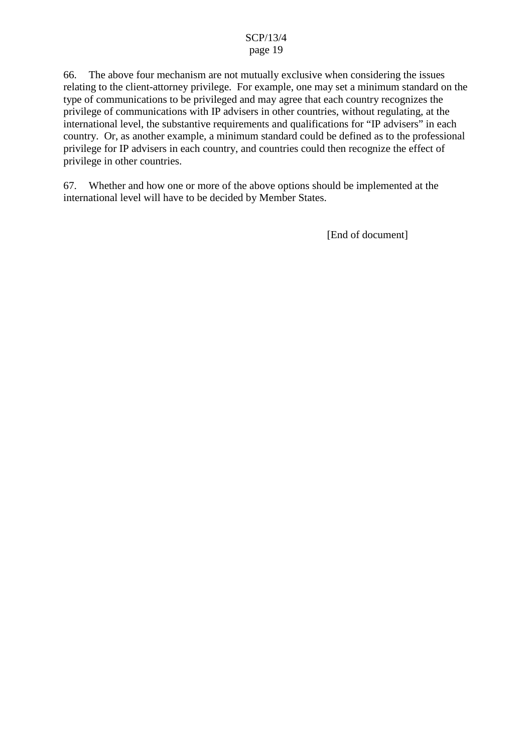66. The above four mechanism are not mutually exclusive when considering the issues relating to the client-attorney privilege. For example, one may set a minimum standard on the type of communications to be privileged and may agree that each country recognizes the privilege of communications with IP advisers in other countries, without regulating, at the international level, the substantive requirements and qualifications for "IP advisers" in each country. Or, as another example, a minimum standard could be defined as to the professional privilege for IP advisers in each country, and countries could then recognize the effect of privilege in other countries.

67. Whether and how one or more of the above options should be implemented at the international level will have to be decided by Member States.

[End of document]